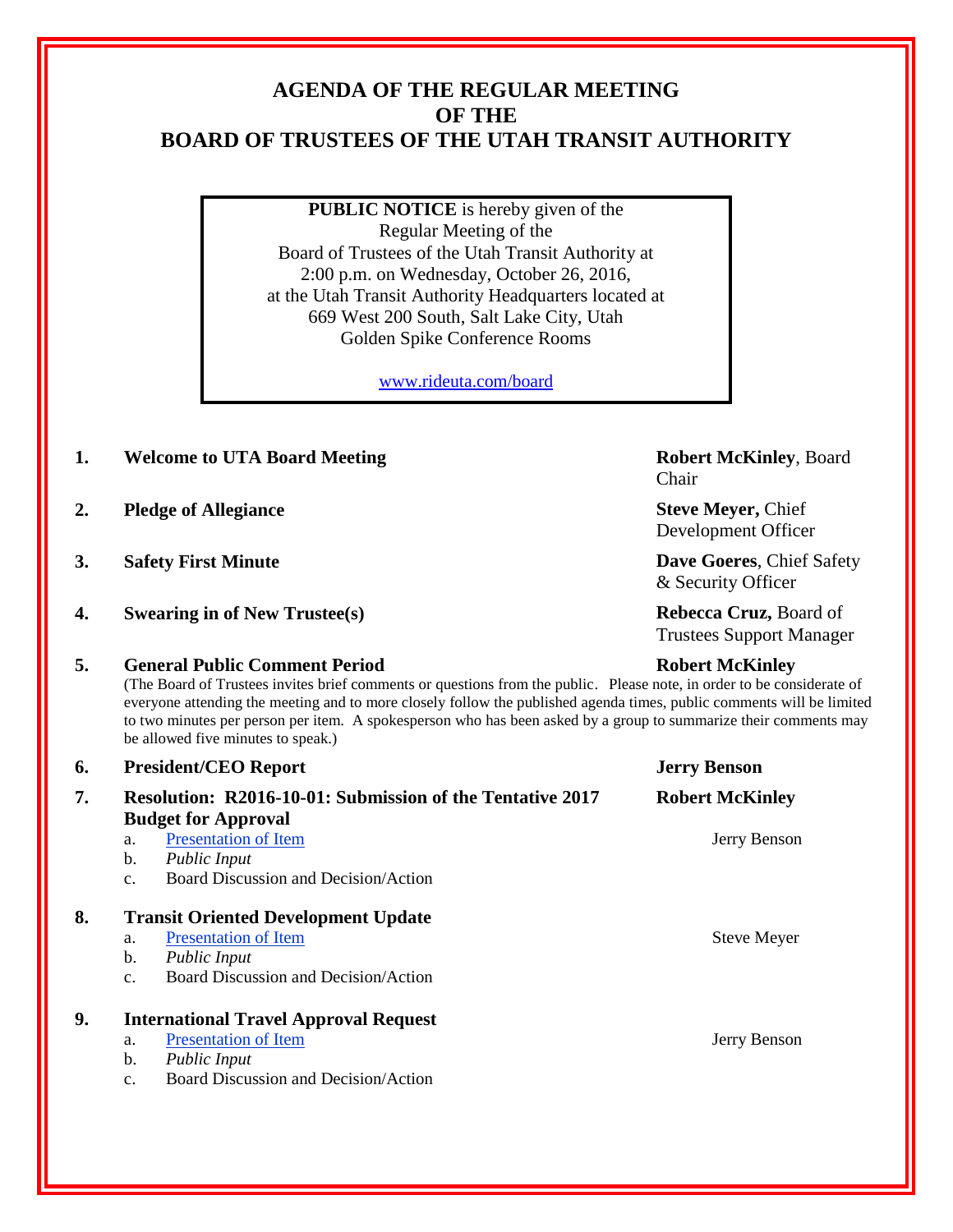# AGENDA OF THE REGULAR MEETING OF THE BOARD OF TRUSTEES OF THE UTAH TRANSIT AUTHORITY

**PUBLIC NOTICE** is hereby given of the
Regular Meeting of the
Board of Trustees of the Utah Transit Authority at
2:00 p.m. on Wednesday, October 26, 2016,
at the Utah Transit Authority Headquarters located at
669 West 200 South, Salt Lake City, Utah
Golden Spike Conference Rooms

www.rideuta.com/board

1. **Welcome to UTA Board Meeting** — **Robert McKinley**, Board Chair

2. **Pledge of Allegiance** — **Steve Meyer,** Chief Development Officer

3. **Safety First Minute** — **Dave Goeres**, Chief Safety & Security Officer

4. **Swearing in of New Trustee(s)** — **Rebecca Cruz,** Board of Trustees Support Manager

5. **General Public Comment Period** — **Robert McKinley**

   (The Board of Trustees invites brief comments or questions from the public. Please note, in order to be considerate of everyone attending the meeting and to more closely follow the published agenda times, public comments will be limited to two minutes per person per item. A spokesperson who has been asked by a group to summarize their comments may be allowed five minutes to speak.)

6. **President/CEO Report** — **Jerry Benson**

7. **Resolution: R2016-10-01: Submission of the Tentative 2017 Budget for Approval** — **Robert McKinley**
   a. Presentation of Item — Jerry Benson
   b. *Public Input*
   c. Board Discussion and Decision/Action

8. **Transit Oriented Development Update**
   a. Presentation of Item — Steve Meyer
   b. *Public Input*
   c. Board Discussion and Decision/Action

9. **International Travel Approval Request**
   a. Presentation of Item — Jerry Benson
   b. *Public Input*
   c. Board Discussion and Decision/Action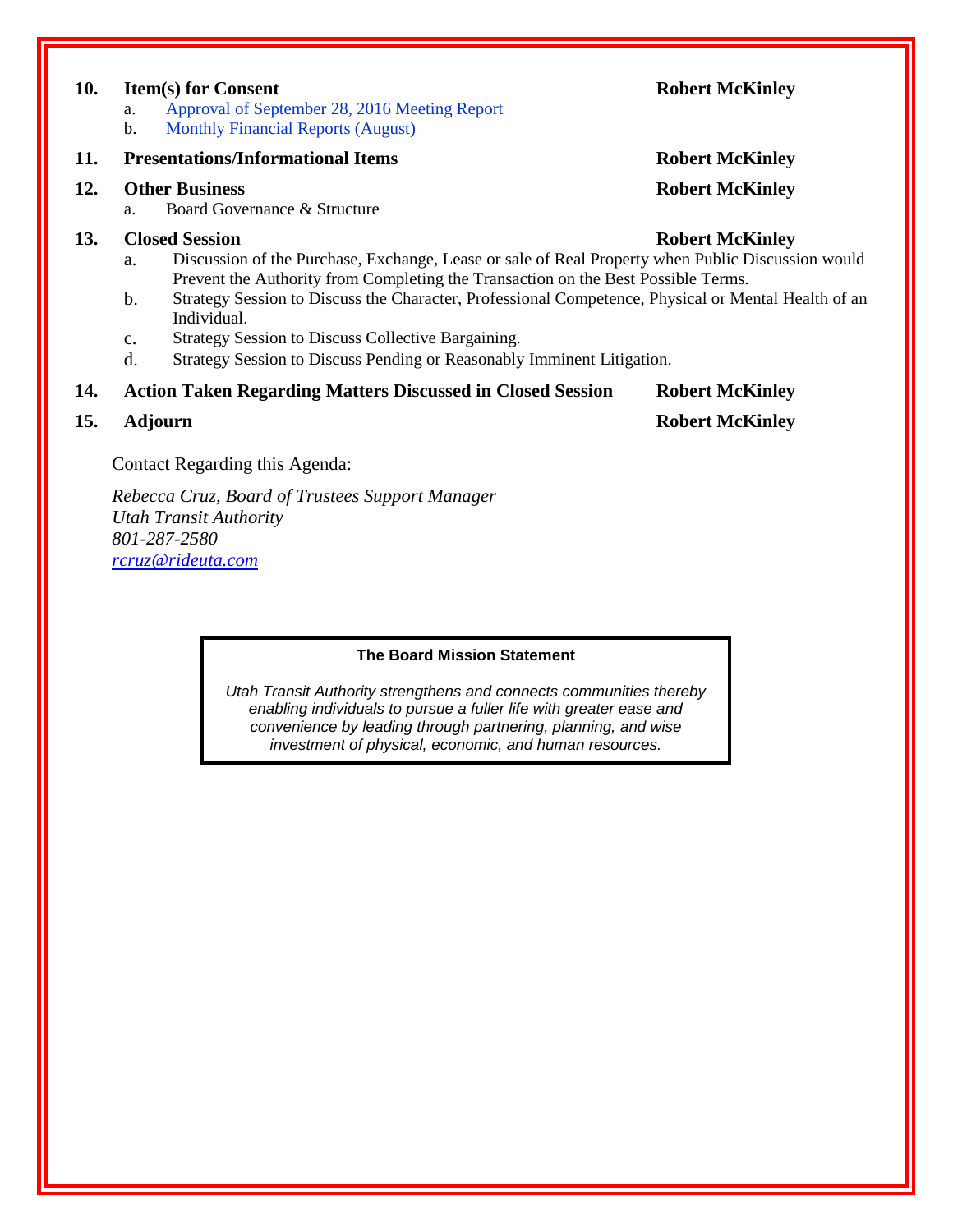**10. Item(s) for Consent** **Robert McKinley**

a. Approval of September 28, 2016 Meeting Report
b. Monthly Financial Reports (August)

**11. Presentations/Informational Items** **Robert McKinley**

**12. Other Business** **Robert McKinley**

a. Board Governance & Structure

**13. Closed Session** **Robert McKinley**

a. Discussion of the Purchase, Exchange, Lease or sale of Real Property when Public Discussion would Prevent the Authority from Completing the Transaction on the Best Possible Terms.
b. Strategy Session to Discuss the Character, Professional Competence, Physical or Mental Health of an Individual.
c. Strategy Session to Discuss Collective Bargaining.
d. Strategy Session to Discuss Pending or Reasonably Imminent Litigation.

**14. Action Taken Regarding Matters Discussed in Closed Session** **Robert McKinley**

**15. Adjourn** **Robert McKinley**

Contact Regarding this Agenda:

*Rebecca Cruz, Board of Trustees Support Manager*
*Utah Transit Authority*
*801-287-2580*
*rcruz@rideuta.com*

**The Board Mission Statement**

*Utah Transit Authority strengthens and connects communities thereby enabling individuals to pursue a fuller life with greater ease and convenience by leading through partnering, planning, and wise investment of physical, economic, and human resources.*